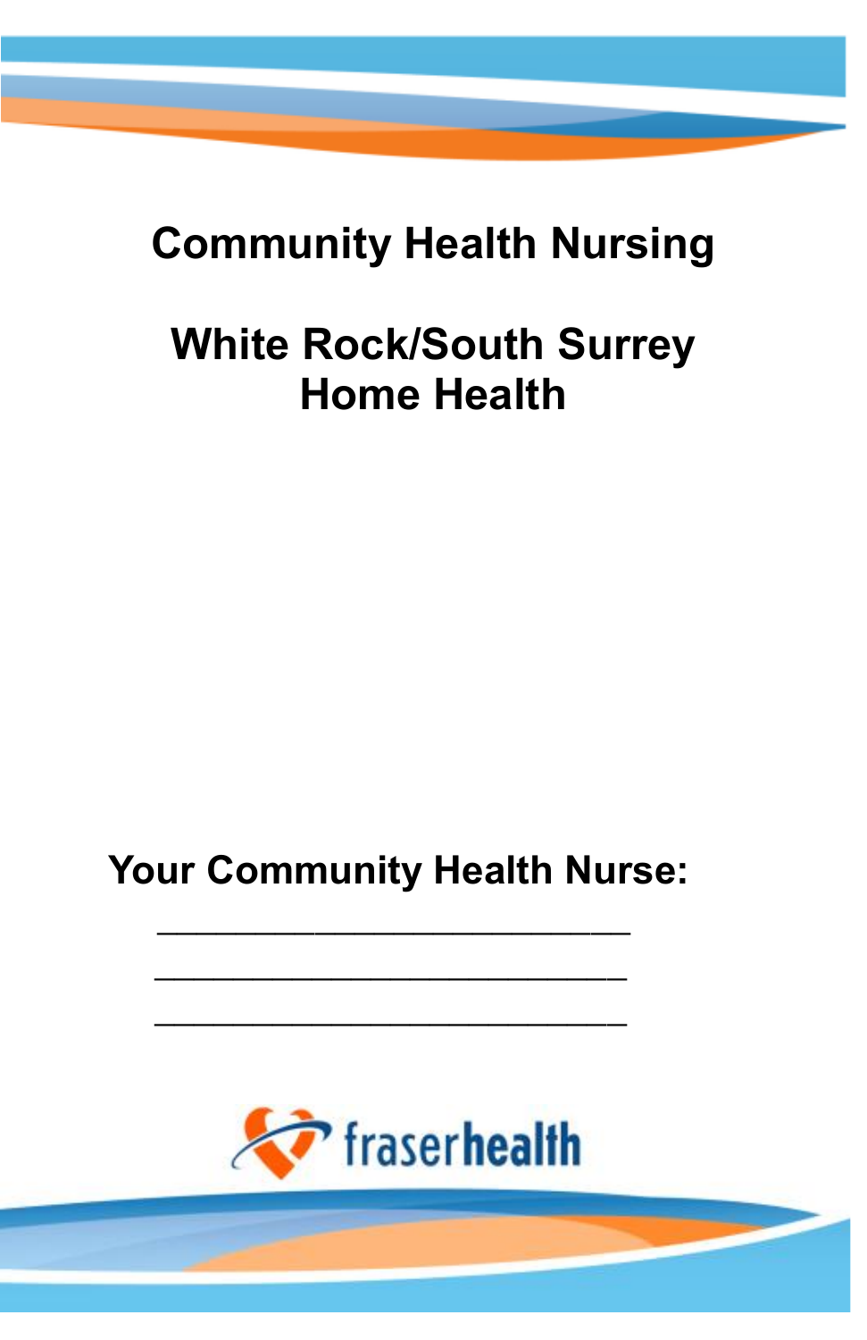# Community Health Nursing

## White Rock/South Surrey Home Health

**Your Community Health Nurse:**

___________________________

___________________________

___________________________

fraserhealth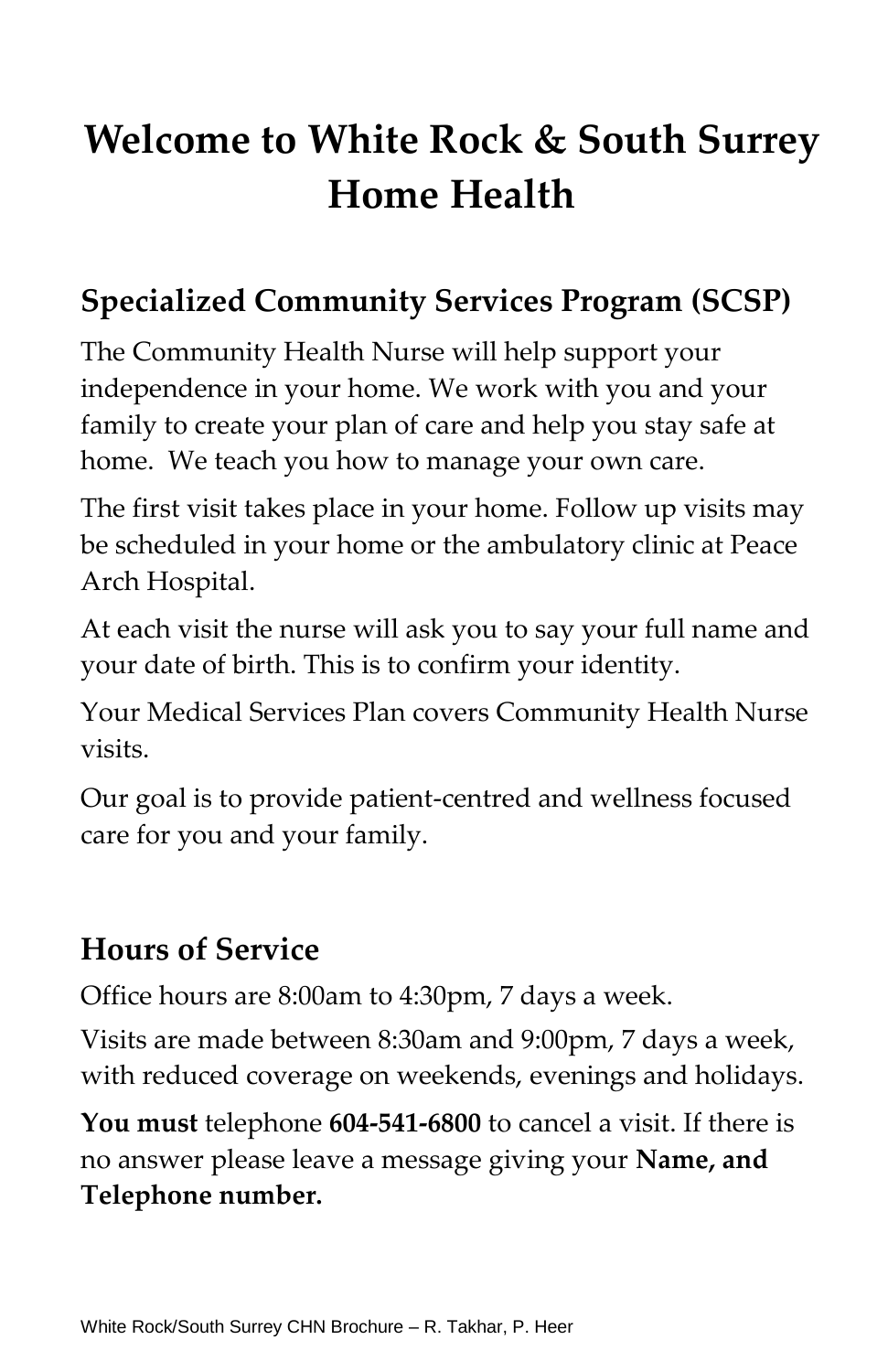# Welcome to White Rock & South Surrey Home Health

## Specialized Community Services Program (SCSP)

The Community Health Nurse will help support your independence in your home. We work with you and your family to create your plan of care and help you stay safe at home.  We teach you how to manage your own care.

The first visit takes place in your home. Follow up visits may be scheduled in your home or the ambulatory clinic at Peace Arch Hospital.

At each visit the nurse will ask you to say your full name and your date of birth. This is to confirm your identity.

Your Medical Services Plan covers Community Health Nurse visits.

Our goal is to provide patient-centred and wellness focused care for you and your family.

## Hours of Service

Office hours are 8:00am to 4:30pm, 7 days a week.

Visits are made between 8:30am and 9:00pm, 7 days a week, with reduced coverage on weekends, evenings and holidays.

**You must** telephone **604-541-6800** to cancel a visit. If there is no answer please leave a message giving your **Name, and Telephone number.**

White Rock/South Surrey CHN Brochure – R. Takhar, P. Heer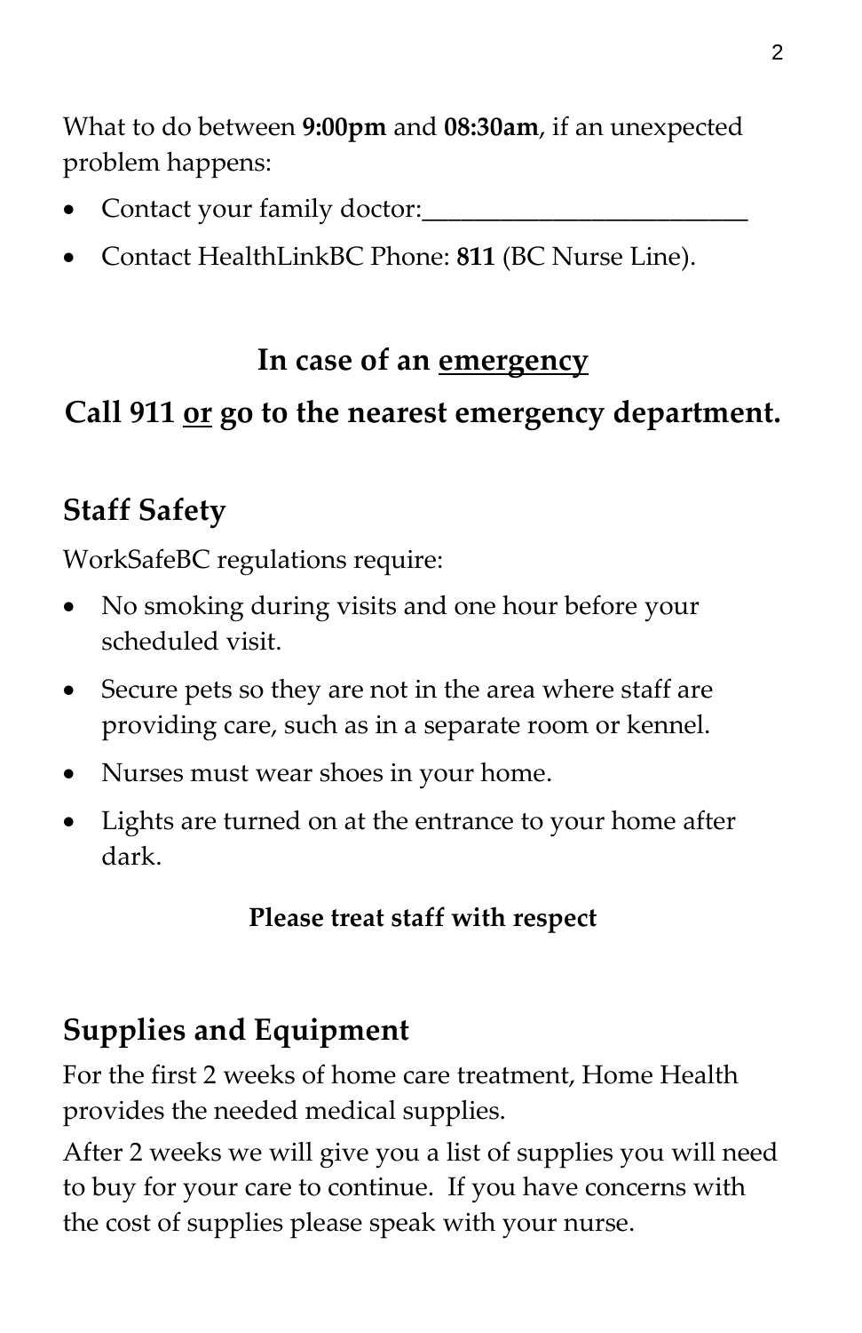What to do between **9:00pm** and **08:30am**, if an unexpected problem happens:

- Contact your family doctor:________________________
- Contact HealthLinkBC Phone: **811** (BC Nurse Line).

**In case of an <u>emergency</u>**

**Call 911 <u>or</u> go to the nearest emergency department.**

## Staff Safety

WorkSafeBC regulations require:

- No smoking during visits and one hour before your scheduled visit.
- Secure pets so they are not in the area where staff are providing care, such as in a separate room or kennel.
- Nurses must wear shoes in your home.
- Lights are turned on at the entrance to your home after dark.

**Please treat staff with respect**

## Supplies and Equipment

For the first 2 weeks of home care treatment, Home Health provides the needed medical supplies.

After 2 weeks we will give you a list of supplies you will need to buy for your care to continue. If you have concerns with the cost of supplies please speak with your nurse.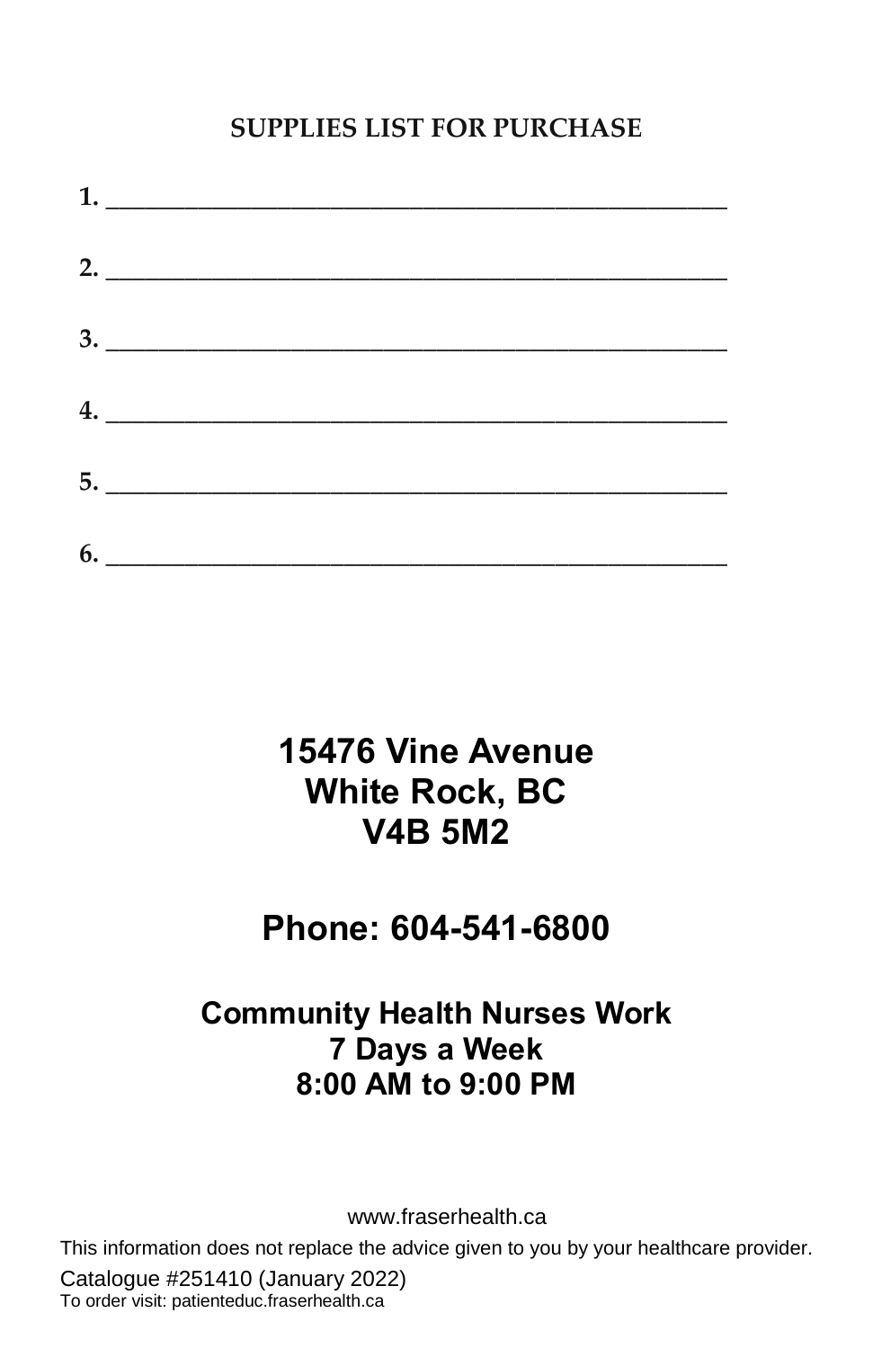## SUPPLIES LIST FOR PURCHASE

1. ______________________________________________

2. ______________________________________________

3. ______________________________________________

4. ______________________________________________

5. ______________________________________________

6. ______________________________________________

**15476 Vine Avenue**
**White Rock, BC**
**V4B 5M2**

**Phone: 604-541-6800**

**Community Health Nurses Work**
**7 Days a Week**
**8:00 AM to 9:00 PM**

www.fraserhealth.ca

This information does not replace the advice given to you by your healthcare provider.

Catalogue #251410 (January 2022)
To order visit: patienteduc.fraserhealth.ca